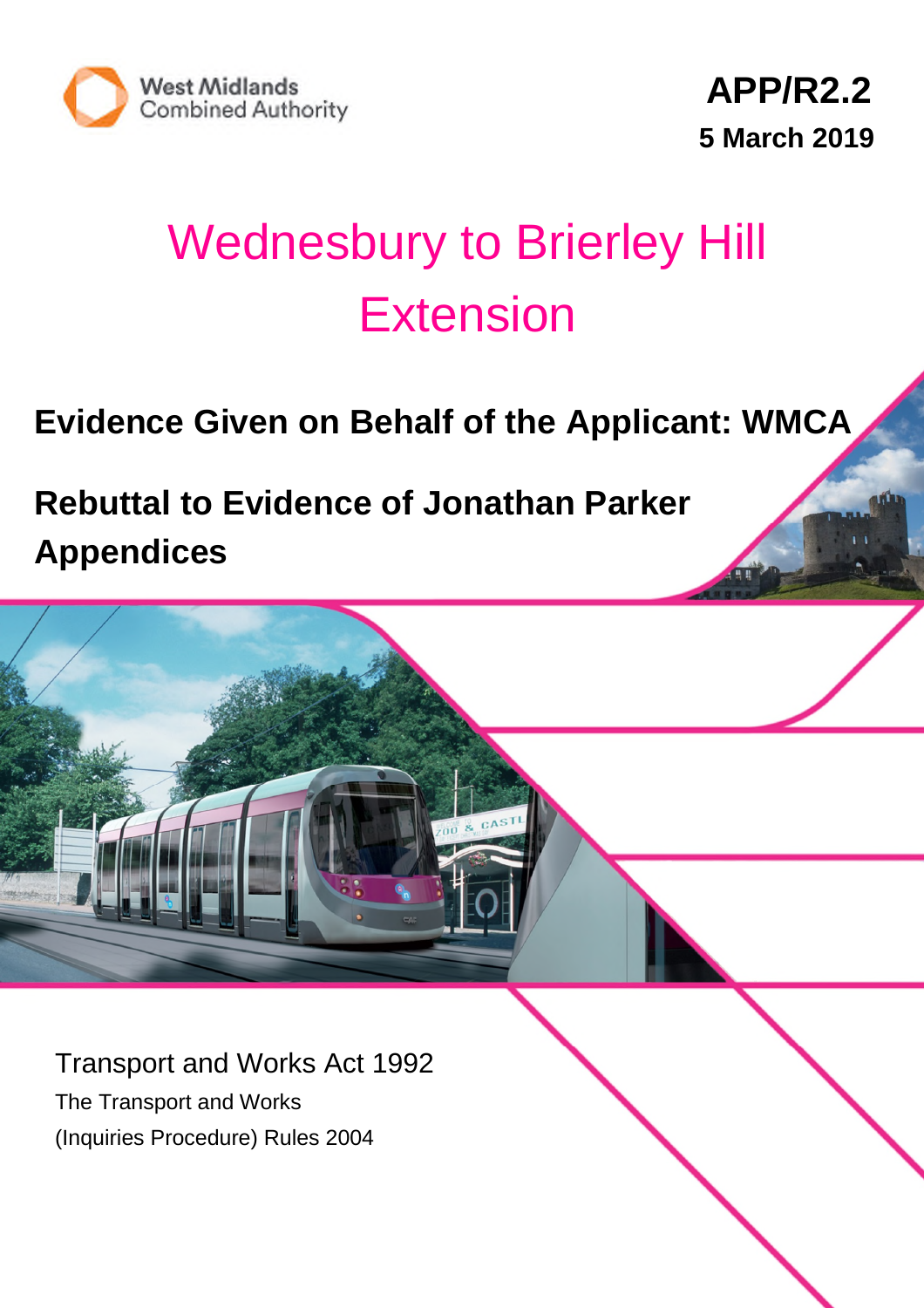West Midlands Combined Authority

**APP/R2.2**

**5 March 2019**

# Wednesbury to Brierley Hill Extension

## Evidence Given on Behalf of the Applicant: WMCA

## Rebuttal to Evidence of Jonathan Parker Appendices

Transport and Works Act 1992

The Transport and Works (Inquiries Procedure) Rules 2004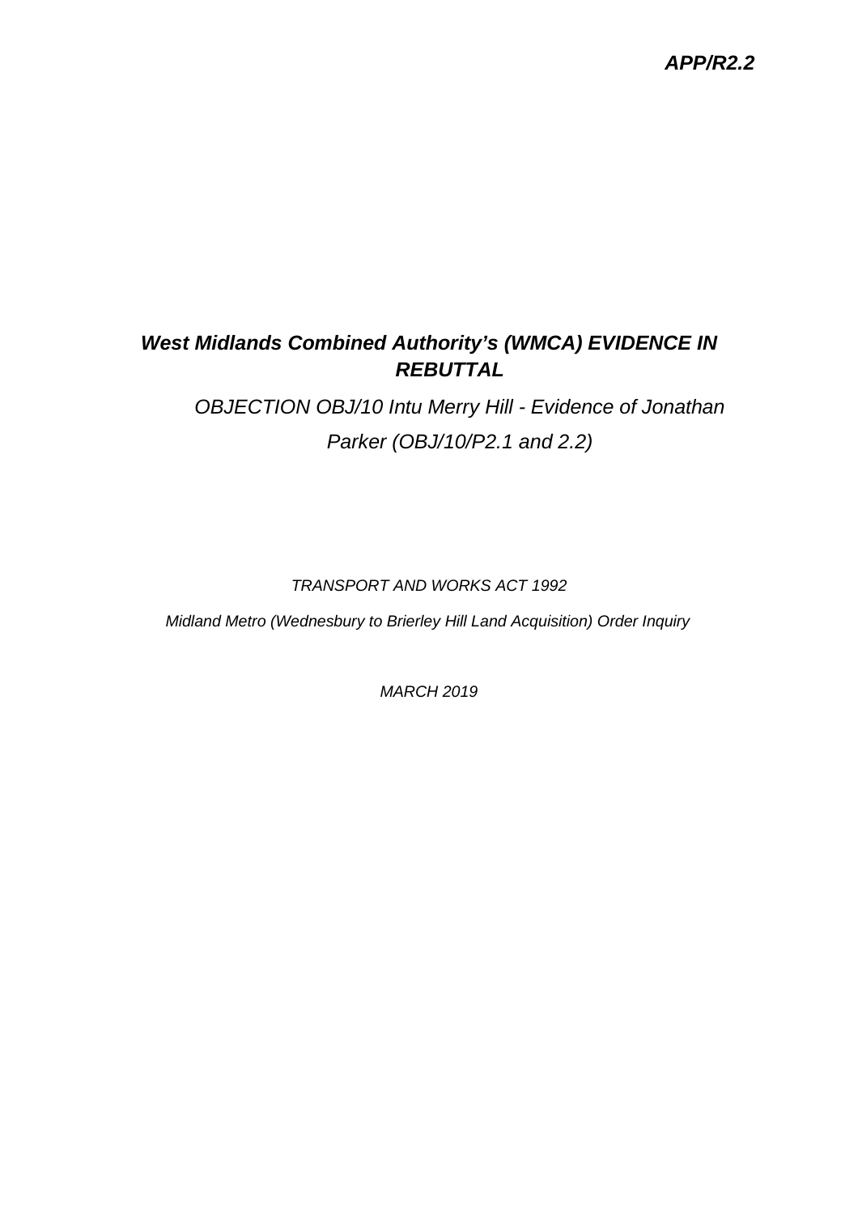***APP/R2.2***

# *West Midlands Combined Authority's (WMCA) EVIDENCE IN REBUTTAL*

*OBJECTION OBJ/10 Intu Merry Hill - Evidence of Jonathan Parker (OBJ/10/P2.1 and 2.2)*

*TRANSPORT AND WORKS ACT 1992*

*Midland Metro (Wednesbury to Brierley Hill Land Acquisition) Order Inquiry*

*MARCH 2019*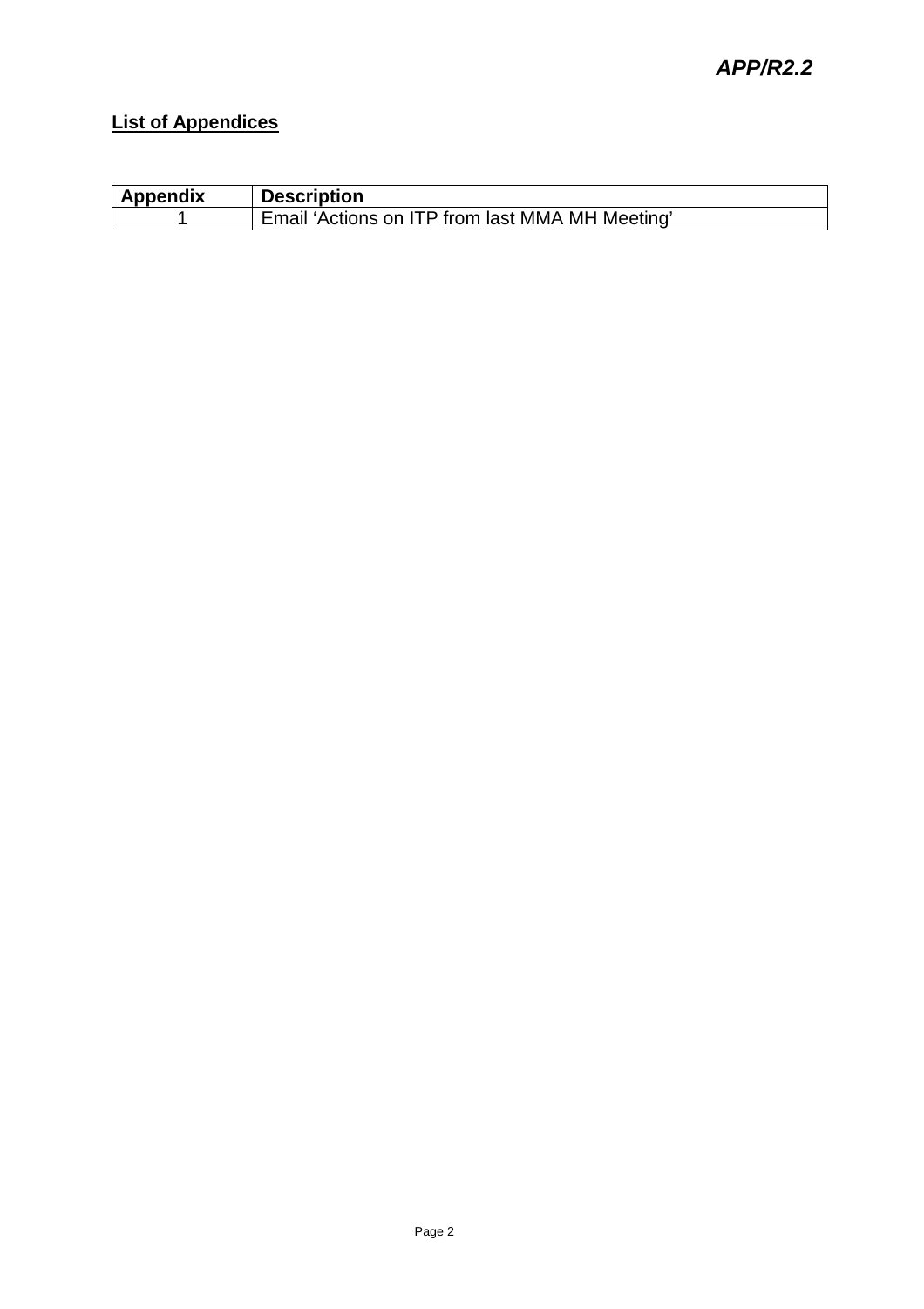**List of Appendices**

| Appendix | Description |
|---|---|
| 1 | Email 'Actions on ITP from last MMA MH Meeting' |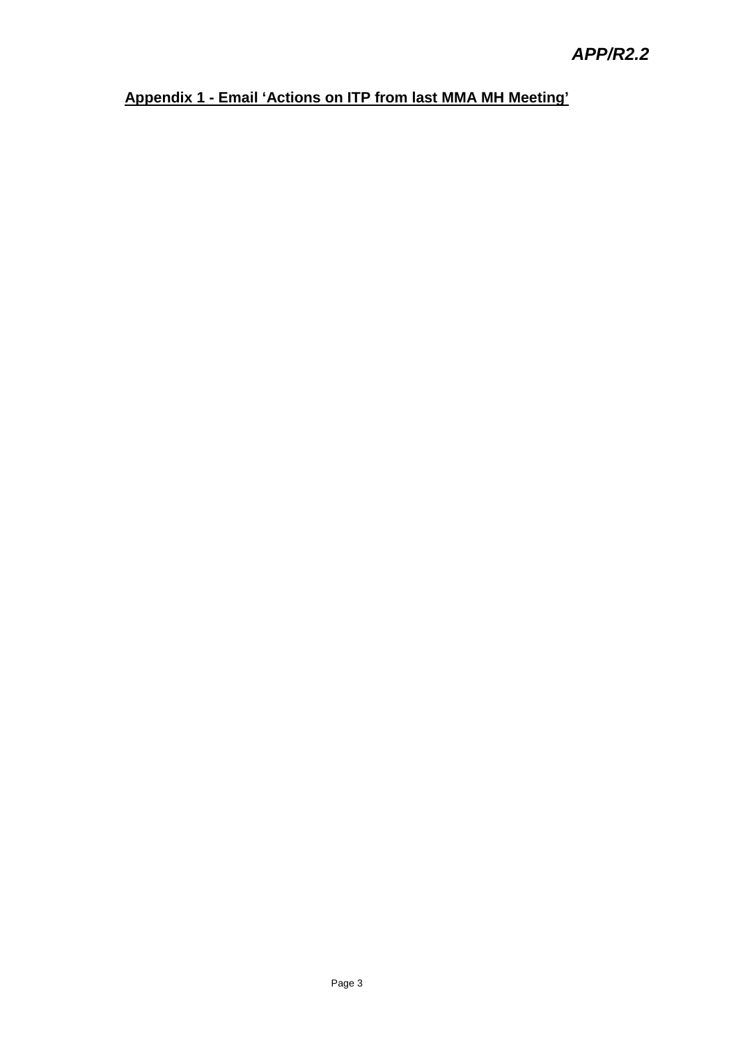**APP/R2.2**

## Appendix 1 - Email 'Actions on ITP from last MMA MH Meeting'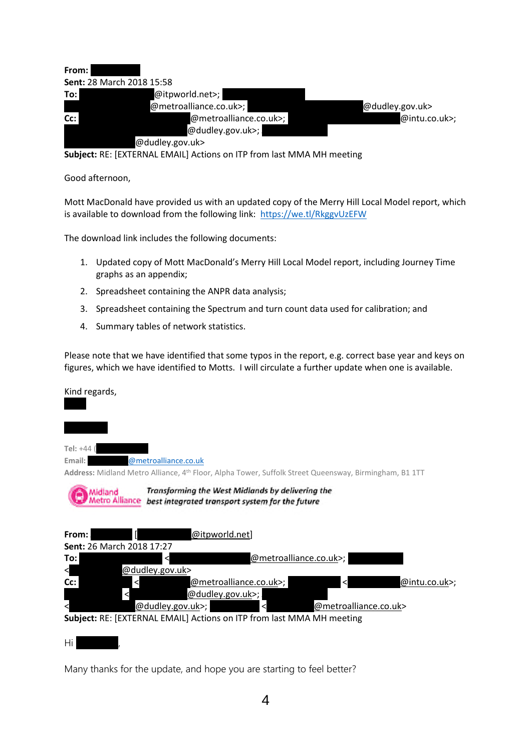**From:** 
**Sent:** 28 March 2018 15:58
**To:** @itpworld.net>; @metroalliance.co.uk>; @dudley.gov.uk>
**Cc:** @metroalliance.co.uk>; @intu.co.uk>; @dudley.gov.uk>; @dudley.gov.uk>
**Subject:** RE: [EXTERNAL EMAIL] Actions on ITP from last MMA MH meeting

Good afternoon,

Mott MacDonald have provided us with an updated copy of the Merry Hill Local Model report, which is available to download from the following link: https://we.tl/RkggvUzEFW

The download link includes the following documents:

1. Updated copy of Mott MacDonald's Merry Hill Local Model report, including Journey Time graphs as an appendix;
2. Spreadsheet containing the ANPR data analysis;
3. Spreadsheet containing the Spectrum and turn count data used for calibration; and
4. Summary tables of network statistics.

Please note that we have identified that some typos in the report, e.g. correct base year and keys on figures, which we have identified to Motts. I will circulate a further update when one is available.

Kind regards,

Tel: +44 (

Email: @metroalliance.co.uk

Address: Midland Metro Alliance, 4th Floor, Alpha Tower, Suffolk Street Queensway, Birmingham, B1 1TT

Midland Metro Alliance *Transforming the West Midlands by delivering the best integrated transport system for the future*

**From:** [ @itpworld.net]
**Sent:** 26 March 2018 17:27
**To:** < @metroalliance.co.uk>; < @dudley.gov.uk>
**Cc:** < @metroalliance.co.uk>; < @intu.co.uk>; < @dudley.gov.uk>; < @dudley.gov.uk>; < @metroalliance.co.uk>
**Subject:** RE: [EXTERNAL EMAIL] Actions on ITP from last MMA MH meeting

Hi ,

Many thanks for the update, and hope you are starting to feel better?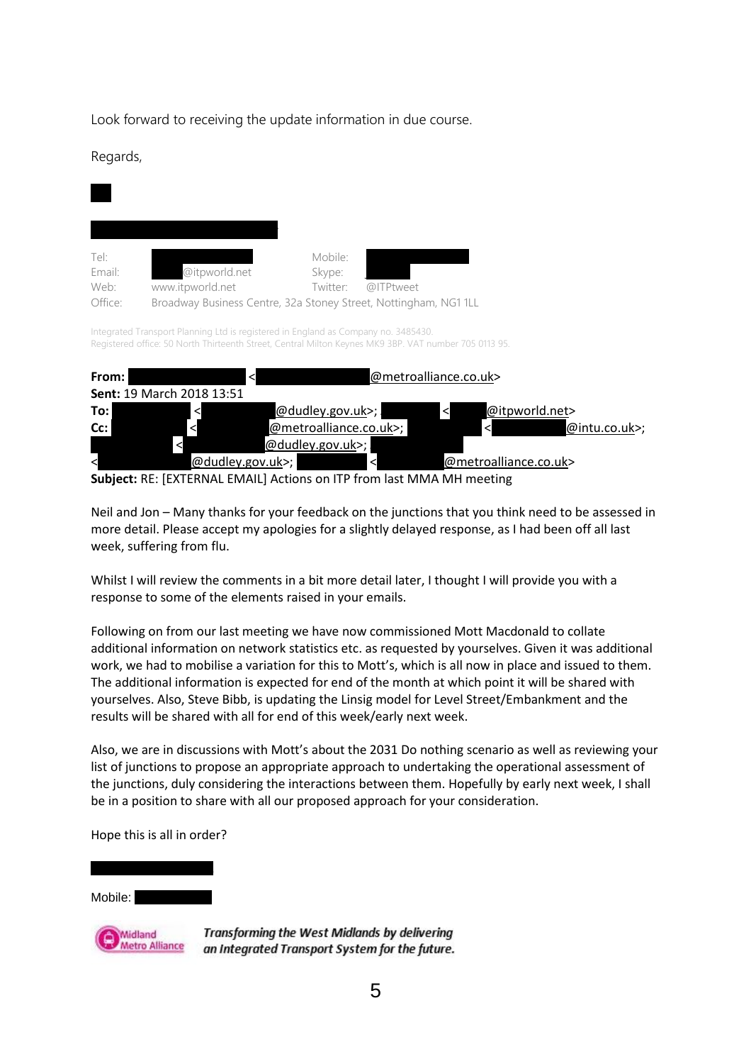Look forward to receiving the update information in due course.

Regards,

| | | | |
|---|---|---|---|
| Tel: | | Mobile: | |
| Email: | @itpworld.net | Skype: | |
| Web: | www.itpworld.net | Twitter: | @ITPtweet |
| Office: | Broadway Business Centre, 32a Stoney Street, Nottingham, NG1 1LL | | |

Integrated Transport Planning Ltd is registered in England as Company no. 3485430.
Registered office: 50 North Thirteenth Street, Central Milton Keynes MK9 3BP. VAT number 705 0113 95.

**From:** < @metroalliance.co.uk>
**Sent:** 19 March 2018 13:51
**To:** < @dudley.gov.uk>; < @itpworld.net>
**Cc:** < @metroalliance.co.uk>; < @intu.co.uk>; < @dudley.gov.uk>; < @dudley.gov.uk>; < @metroalliance.co.uk>
**Subject:** RE: [EXTERNAL EMAIL] Actions on ITP from last MMA MH meeting

Neil and Jon – Many thanks for your feedback on the junctions that you think need to be assessed in more detail. Please accept my apologies for a slightly delayed response, as I had been off all last week, suffering from flu.

Whilst I will review the comments in a bit more detail later, I thought I will provide you with a response to some of the elements raised in your emails.

Following on from our last meeting we have now commissioned Mott Macdonald to collate additional information on network statistics etc. as requested by yourselves. Given it was additional work, we had to mobilise a variation for this to Mott's, which is all now in place and issued to them. The additional information is expected for end of the month at which point it will be shared with yourselves. Also, Steve Bibb, is updating the Linsig model for Level Street/Embankment and the results will be shared with all for end of this week/early next week.

Also, we are in discussions with Mott's about the 2031 Do nothing scenario as well as reviewing your list of junctions to propose an appropriate approach to undertaking the operational assessment of the junctions, duly considering the interactions between them. Hopefully by early next week, I shall be in a position to share with all our proposed approach for your consideration.

Hope this is all in order?

Mobile:

Midland Metro Alliance

*Transforming the West Midlands by delivering an Integrated Transport System for the future.*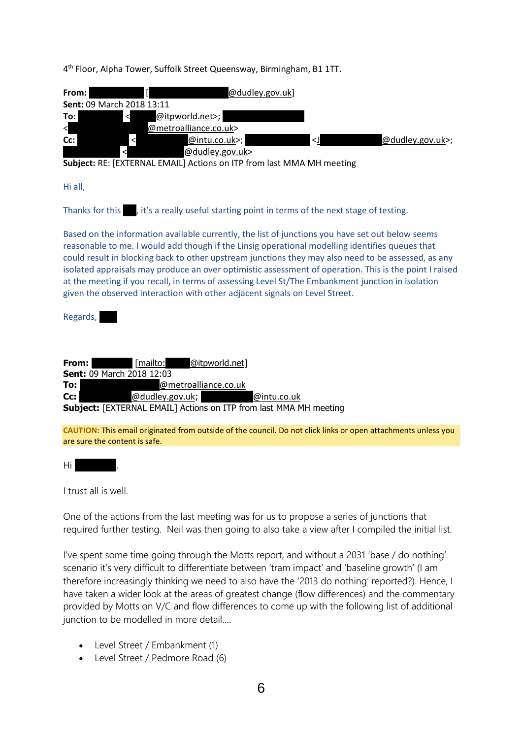4th Floor, Alpha Tower, Suffolk Street Queensway, Birmingham, B1 1TT.

**From:** [@dudley.gov.uk]
**Sent:** 09 March 2018 13:11
**To:** <@itpworld.net>; <@metroalliance.co.uk>
**Cc:** <@intu.co.uk>; <J@dudley.gov.uk>; <@dudley.gov.uk>
**Subject:** RE: [EXTERNAL EMAIL] Actions on ITP from last MMA MH meeting

Hi all,

Thanks for this , it's a really useful starting point in terms of the next stage of testing.

Based on the information available currently, the list of junctions you have set out below seems reasonable to me. I would add though if the Linsig operational modelling identifies queues that could result in blocking back to other upstream junctions they may also need to be assessed, as any isolated appraisals may produce an over optimistic assessment of operation. This is the point I raised at the meeting if you recall, in terms of assessing Level St/The Embankment junction in isolation given the observed interaction with other adjacent signals on Level Street.

Regards,

**From:** [mailto:@itpworld.net]
**Sent:** 09 March 2018 12:03
**To:** @metroalliance.co.uk
**Cc:** @dudley.gov.uk; @intu.co.uk
**Subject:** [EXTERNAL EMAIL] Actions on ITP from last MMA MH meeting

**CAUTION:** This email originated from outside of the council. Do not click links or open attachments unless you are sure the content is safe.

Hi ,

I trust all is well.

One of the actions from the last meeting was for us to propose a series of junctions that required further testing. Neil was then going to also take a view after I compiled the initial list.

I've spent some time going through the Motts report, and without a 2031 'base / do nothing' scenario it's very difficult to differentiate between 'tram impact' and 'baseline growth' (I am therefore increasingly thinking we need to also have the '2013 do nothing' reported?). Hence, I have taken a wider look at the areas of greatest change (flow differences) and the commentary provided by Motts on V/C and flow differences to come up with the following list of additional junction to be modelled in more detail….

- Level Street / Embankment (1)
- Level Street / Pedmore Road (6)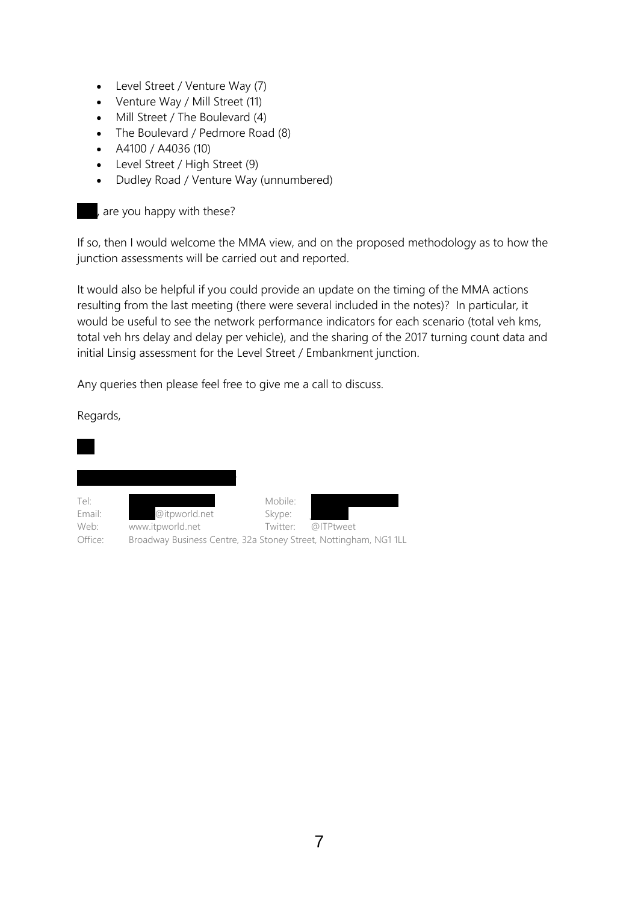- Level Street / Venture Way (7)
- Venture Way / Mill Street (11)
- Mill Street / The Boulevard (4)
- The Boulevard / Pedmore Road (8)
- A4100 / A4036 (10)
- Level Street / High Street (9)
- Dudley Road / Venture Way (unnumbered)

██, are you happy with these?

If so, then I would welcome the MMA view, and on the proposed methodology as to how the junction assessments will be carried out and reported.

It would also be helpful if you could provide an update on the timing of the MMA actions resulting from the last meeting (there were several included in the notes)? In particular, it would be useful to see the network performance indicators for each scenario (total veh kms, total veh hrs delay and delay per vehicle), and the sharing of the 2017 turning count data and initial Linsig assessment for the Level Street / Embankment junction.

Any queries then please feel free to give me a call to discuss.

Regards,

██

██

| | | | |
|---|---|---|---|
| Tel: | ██ | Mobile: | ██ |
| Email: | ██@itpworld.net | Skype: | ██ |
| Web: | www.itpworld.net | Twitter: | @ITPtweet |
| Office: | Broadway Business Centre, 32a Stoney Street, Nottingham, NG1 1LL | | |